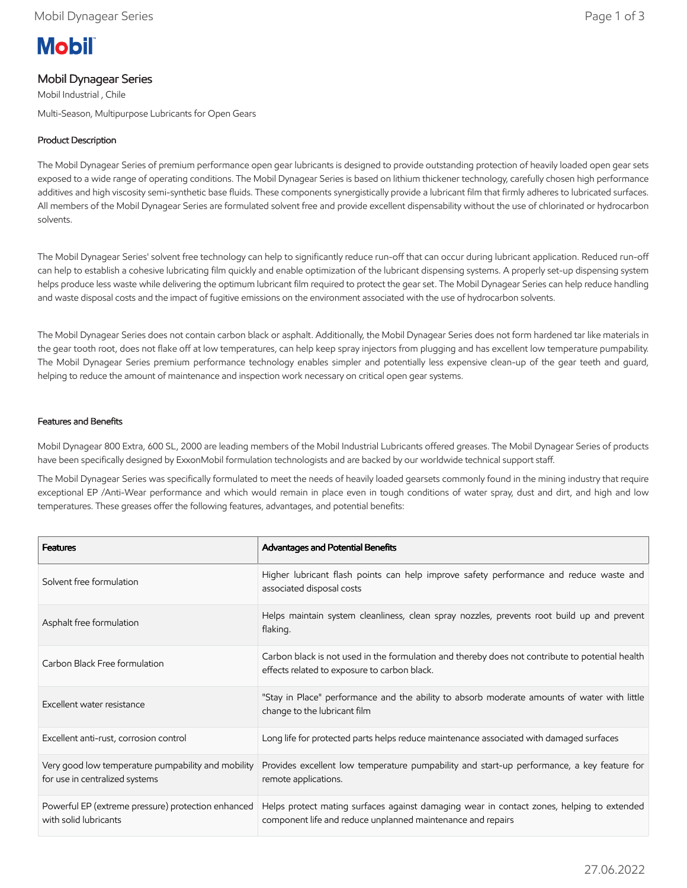Mobil

## Mobil Dynagear Series

Mobil Industrial , Chile

Multi-Season, Multipurpose Lubricants for Open Gears

### Product Description

The Mobil Dynagear Series of premium performance open gear lubricants is designed to provide outstanding protection of heavily loaded open gear sets exposed to a wide range of operating conditions. The Mobil Dynagear Series is based on lithium thickener technology, carefully chosen high performance additives and high viscosity semi-synthetic base fluids. These components synergistically provide a lubricant film that firmly adheres to lubricated surfaces. All members of the Mobil Dynagear Series are formulated solvent free and provide excellent dispensability without the use of chlorinated or hydrocarbon solvents.

The Mobil Dynagear Series' solvent free technology can help to significantly reduce run-off that can occur during lubricant application. Reduced run-off can help to establish a cohesive lubricating film quickly and enable optimization of the lubricant dispensing systems. A properly set-up dispensing system helps produce less waste while delivering the optimum lubricant film required to protect the gear set. The Mobil Dynagear Series can help reduce handling and waste disposal costs and the impact of fugitive emissions on the environment associated with the use of hydrocarbon solvents.

The Mobil Dynagear Series does not contain carbon black or asphalt. Additionally, the Mobil Dynagear Series does not form hardened tar like materials in the gear tooth root, does not flake off at low temperatures, can help keep spray injectors from plugging and has excellent low temperature pumpability. The Mobil Dynagear Series premium performance technology enables simpler and potentially less expensive clean-up of the gear teeth and guard, helping to reduce the amount of maintenance and inspection work necessary on critical open gear systems.

### Features and Benefits

Mobil Dynagear 800 Extra, 600 SL, 2000 are leading members of the Mobil Industrial Lubricants offered greases. The Mobil Dynagear Series of products have been specifically designed by ExxonMobil formulation technologists and are backed by our worldwide technical support staff.

The Mobil Dynagear Series was specifically formulated to meet the needs of heavily loaded gearsets commonly found in the mining industry that require exceptional EP /Anti-Wear performance and which would remain in place even in tough conditions of water spray, dust and dirt, and high and low temperatures. These greases offer the following features, advantages, and potential benefits:

| Features | Advantages and Potential Benefits |
|---|---|
| Solvent free formulation | Higher lubricant flash points can help improve safety performance and reduce waste and associated disposal costs |
| Asphalt free formulation | Helps maintain system cleanliness, clean spray nozzles, prevents root build up and prevent flaking. |
| Carbon Black Free formulation | Carbon black is not used in the formulation and thereby does not contribute to potential health effects related to exposure to carbon black. |
| Excellent water resistance | "Stay in Place" performance and the ability to absorb moderate amounts of water with little change to the lubricant film |
| Excellent anti-rust, corrosion control | Long life for protected parts helps reduce maintenance associated with damaged surfaces |
| Very good low temperature pumpability and mobility for use in centralized systems | Provides excellent low temperature pumpability and start-up performance, a key feature for remote applications. |
| Powerful EP (extreme pressure) protection enhanced with solid lubricants | Helps protect mating surfaces against damaging wear in contact zones, helping to extended component life and reduce unplanned maintenance and repairs |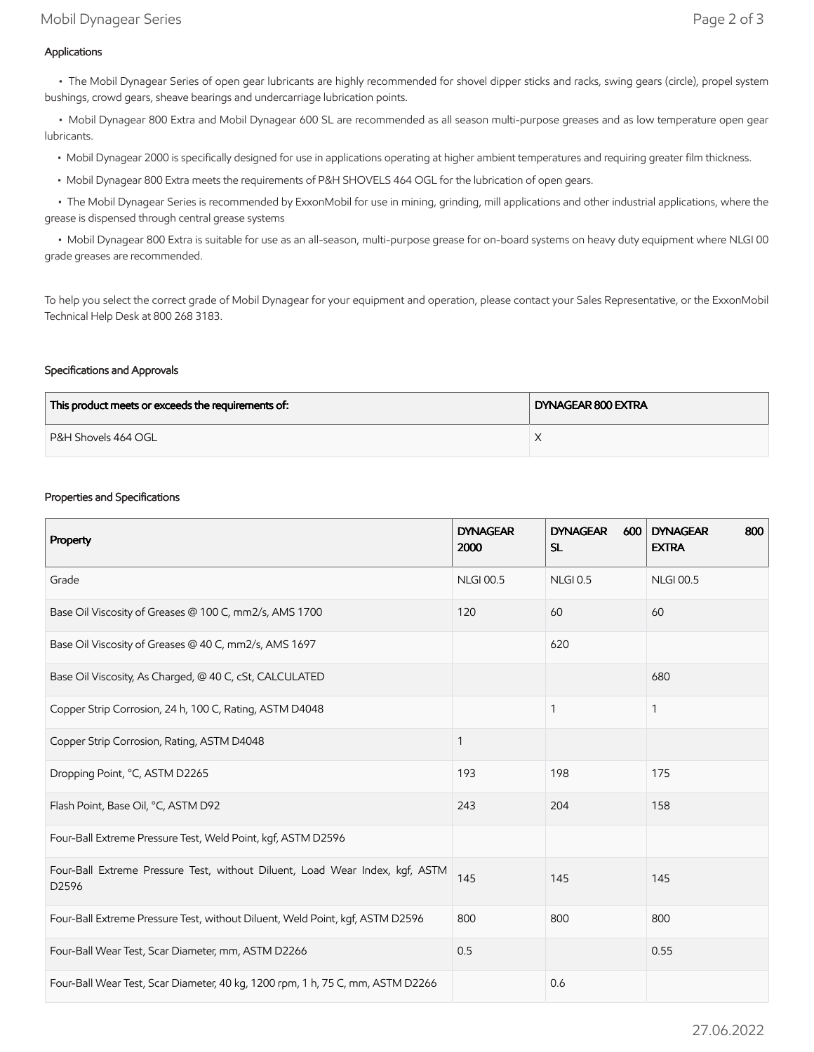### Applications

- The Mobil Dynagear Series of open gear lubricants are highly recommended for shovel dipper sticks and racks, swing gears (circle), propel system bushings, crowd gears, sheave bearings and undercarriage lubrication points.
- Mobil Dynagear 800 Extra and Mobil Dynagear 600 SL are recommended as all season multi-purpose greases and as low temperature open gear lubricants.
- Mobil Dynagear 2000 is specifically designed for use in applications operating at higher ambient temperatures and requiring greater film thickness.
- Mobil Dynagear 800 Extra meets the requirements of P&H SHOVELS 464 OGL for the lubrication of open gears.
- The Mobil Dynagear Series is recommended by ExxonMobil for use in mining, grinding, mill applications and other industrial applications, where the grease is dispensed through central grease systems
- Mobil Dynagear 800 Extra is suitable for use as an all-season, multi-purpose grease for on-board systems on heavy duty equipment where NLGI 00 grade greases are recommended.

To help you select the correct grade of Mobil Dynagear for your equipment and operation, please contact your Sales Representative, or the ExxonMobil Technical Help Desk at 800 268 3183.

### Specifications and Approvals

| This product meets or exceeds the requirements of: | DYNAGEAR 800 EXTRA |
|---|---|
| P&H Shovels 464 OGL | X |

### Properties and Specifications

| Property | DYNAGEAR 2000 | DYNAGEAR 600 SL | DYNAGEAR 800 EXTRA |
|---|---|---|---|
| Grade | NLGI 00.5 | NLGI 0.5 | NLGI 00.5 |
| Base Oil Viscosity of Greases @ 100 C, mm2/s, AMS 1700 | 120 | 60 | 60 |
| Base Oil Viscosity of Greases @ 40 C, mm2/s, AMS 1697 | | 620 | |
| Base Oil Viscosity, As Charged, @ 40 C, cSt, CALCULATED | | | 680 |
| Copper Strip Corrosion, 24 h, 100 C, Rating, ASTM D4048 | | 1 | 1 |
| Copper Strip Corrosion, Rating, ASTM D4048 | 1 | | |
| Dropping Point, °C, ASTM D2265 | 193 | 198 | 175 |
| Flash Point, Base Oil, °C, ASTM D92 | 243 | 204 | 158 |
| Four-Ball Extreme Pressure Test, Weld Point, kgf, ASTM D2596 | | | |
| Four-Ball Extreme Pressure Test, without Diluent, Load Wear Index, kgf, ASTM D2596 | 145 | 145 | 145 |
| Four-Ball Extreme Pressure Test, without Diluent, Weld Point, kgf, ASTM D2596 | 800 | 800 | 800 |
| Four-Ball Wear Test, Scar Diameter, mm, ASTM D2266 | 0.5 | | 0.55 |
| Four-Ball Wear Test, Scar Diameter, 40 kg, 1200 rpm, 1 h, 75 C, mm, ASTM D2266 | | 0.6 | |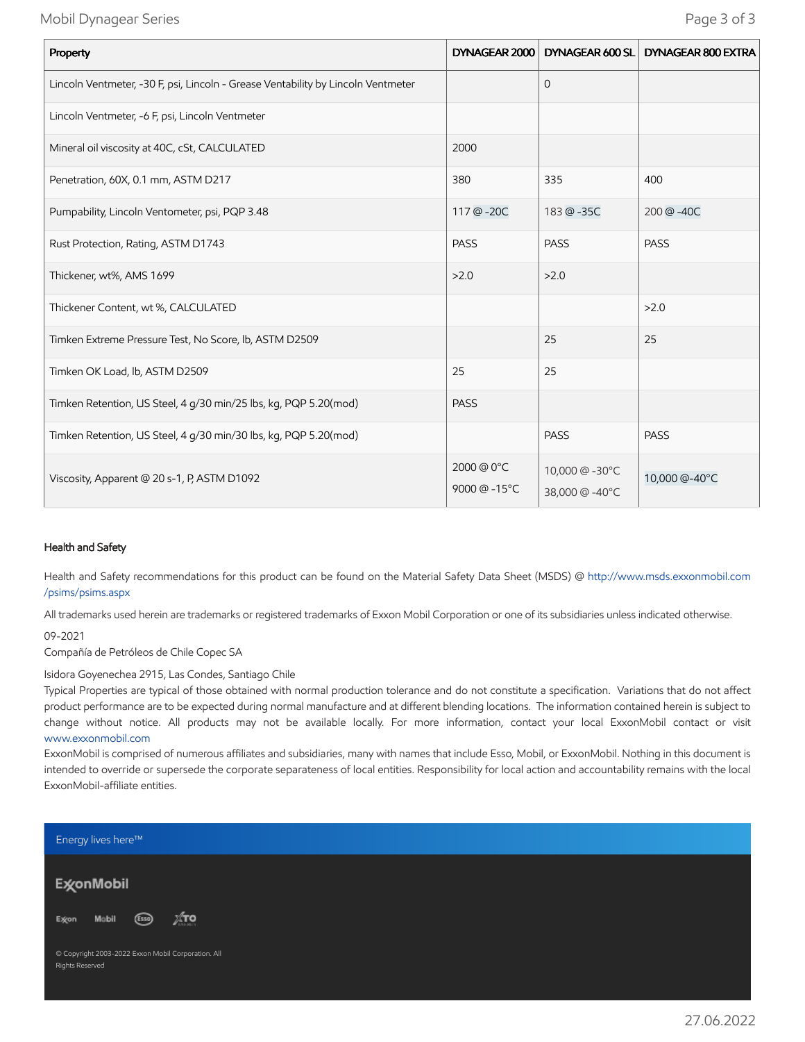| Property | DYNAGEAR 2000 | DYNAGEAR 600 SL | DYNAGEAR 800 EXTRA |
|---|---|---|---|
| Lincoln Ventmeter, -30 F, psi, Lincoln - Grease Ventability by Lincoln Ventmeter | | 0 | |
| Lincoln Ventmeter, -6 F, psi, Lincoln Ventmeter | | | |
| Mineral oil viscosity at 40C, cSt, CALCULATED | 2000 | | |
| Penetration, 60X, 0.1 mm, ASTM D217 | 380 | 335 | 400 |
| Pumpability, Lincoln Ventometer, psi, PQP 3.48 | 117 @ -20C | 183 @ -35C | 200 @ -40C |
| Rust Protection, Rating, ASTM D1743 | PASS | PASS | PASS |
| Thickener, wt%, AMS 1699 | >2.0 | >2.0 | |
| Thickener Content, wt %, CALCULATED | | | >2.0 |
| Timken Extreme Pressure Test, No Score, lb, ASTM D2509 | | 25 | 25 |
| Timken OK Load, lb, ASTM D2509 | 25 | 25 | |
| Timken Retention, US Steel, 4 g/30 min/25 lbs, kg, PQP 5.20(mod) | PASS | | |
| Timken Retention, US Steel, 4 g/30 min/30 lbs, kg, PQP 5.20(mod) | | PASS | PASS |
| Viscosity, Apparent @ 20 s-1, P, ASTM D1092 | 2000 @ 0°C<br>9000 @ -15°C | 10,000 @ -30°C<br>38,000 @ -40°C | 10,000 @-40°C |

### Health and Safety

Health and Safety recommendations for this product can be found on the Material Safety Data Sheet (MSDS) @ http://www.msds.exxonmobil.com/psims/psims.aspx

All trademarks used herein are trademarks or registered trademarks of Exxon Mobil Corporation or one of its subsidiaries unless indicated otherwise.

09-2021

Compañía de Petróleos de Chile Copec SA

Isidora Goyenechea 2915, Las Condes, Santiago Chile

Typical Properties are typical of those obtained with normal production tolerance and do not constitute a specification. Variations that do not affect product performance are to be expected during normal manufacture and at different blending locations. The information contained herein is subject to change without notice. All products may not be available locally. For more information, contact your local ExxonMobil contact or visit www.exxonmobil.com

ExxonMobil is comprised of numerous affiliates and subsidiaries, many with names that include Esso, Mobil, or ExxonMobil. Nothing in this document is intended to override or supersede the corporate separateness of local entities. Responsibility for local action and accountability remains with the local ExxonMobil-affiliate entities.

Energy lives here™

ExxonMobil

Exxon Mobil Esso XTO

© Copyright 2003-2022 Exxon Mobil Corporation. All Rights Reserved

27.06.2022